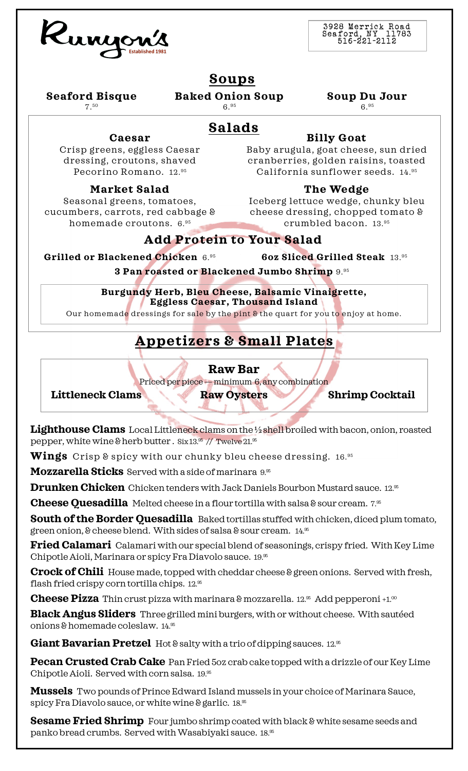# Runyon's

Established 1981

3928 Merrick Road
Seaford, NY 11783
516-221-2112

## Soups

**Seaford Bisque** 7.50

**Baked Onion Soup** 6.95

**Soup Du Jour** 6.95

## Salads

### Caesar

Crisp greens, eggless Caesar dressing, croutons, shaved Pecorino Romano. 12.95

### Billy Goat

Baby arugula, goat cheese, sun dried cranberries, golden raisins, toasted California sunflower seeds. 14.95

### Market Salad

Seasonal greens, tomatoes, cucumbers, carrots, red cabbage & homemade croutons. 6.95

### The Wedge

Iceberg lettuce wedge, chunky bleu cheese dressing, chopped tomato & crumbled bacon. 13.95

### Add Protein to Your Salad

**Grilled or Blackened Chicken** 6.95

**6oz Sliced Grilled Steak** 13.95

**3 Pan roasted or Blackened Jumbo Shrimp** 9.95

**Burgundy Herb, Bleu Cheese, Balsamic Vinaigrette, Eggless Caesar, Thousand Island**

Our homemade dressings for sale by the pint & the quart for you to enjoy at home.

## Appetizers & Small Plates

### Raw Bar

Priced per piece — minimum 6, any combination

**Littleneck Clams** | **Raw Oysters** | **Shrimp Cocktail**

**Lighthouse Clams** Local Littleneck clams on the ½ shell broiled with bacon, onion, roasted pepper, white wine & herb butter . Six 13.95 // Twelve 21.95

**Wings** Crisp & spicy with our chunky bleu cheese dressing. 16.95

**Mozzarella Sticks** Served with a side of marinara 9.95

**Drunken Chicken** Chicken tenders with Jack Daniels Bourbon Mustard sauce. 12.95

**Cheese Quesadilla** Melted cheese in a flour tortilla with salsa & sour cream. 7.95

**South of the Border Quesadilla** Baked tortillas stuffed with chicken, diced plum tomato, green onion, & cheese blend. With sides of salsa & sour cream. 14.95

**Fried Calamari** Calamari with our special blend of seasonings, crispy fried. With Key Lime Chipotle Aioli, Marinara or spicy Fra Diavolo sauce. 19.95

**Crock of Chili** House made, topped with cheddar cheese & green onions. Served with fresh, flash fried crispy corn tortilla chips. 12.95

**Cheese Pizza** Thin crust pizza with marinara & mozzarella. 12.95 Add pepperoni +1.00

**Black Angus Sliders** Three grilled mini burgers, with or without cheese. With sautéed onions & homemade coleslaw. 14.95

**Giant Bavarian Pretzel** Hot & salty with a trio of dipping sauces. 12.95

**Pecan Crusted Crab Cake** Pan Fried 5oz crab cake topped with a drizzle of our Key Lime Chipotle Aioli. Served with corn salsa. 19.95

**Mussels** Two pounds of Prince Edward Island mussels in your choice of Marinara Sauce, spicy Fra Diavolo sauce, or white wine & garlic. 18.95

**Sesame Fried Shrimp** Four jumbo shrimp coated with black & white sesame seeds and panko bread crumbs. Served with Wasabiyaki sauce. 18.95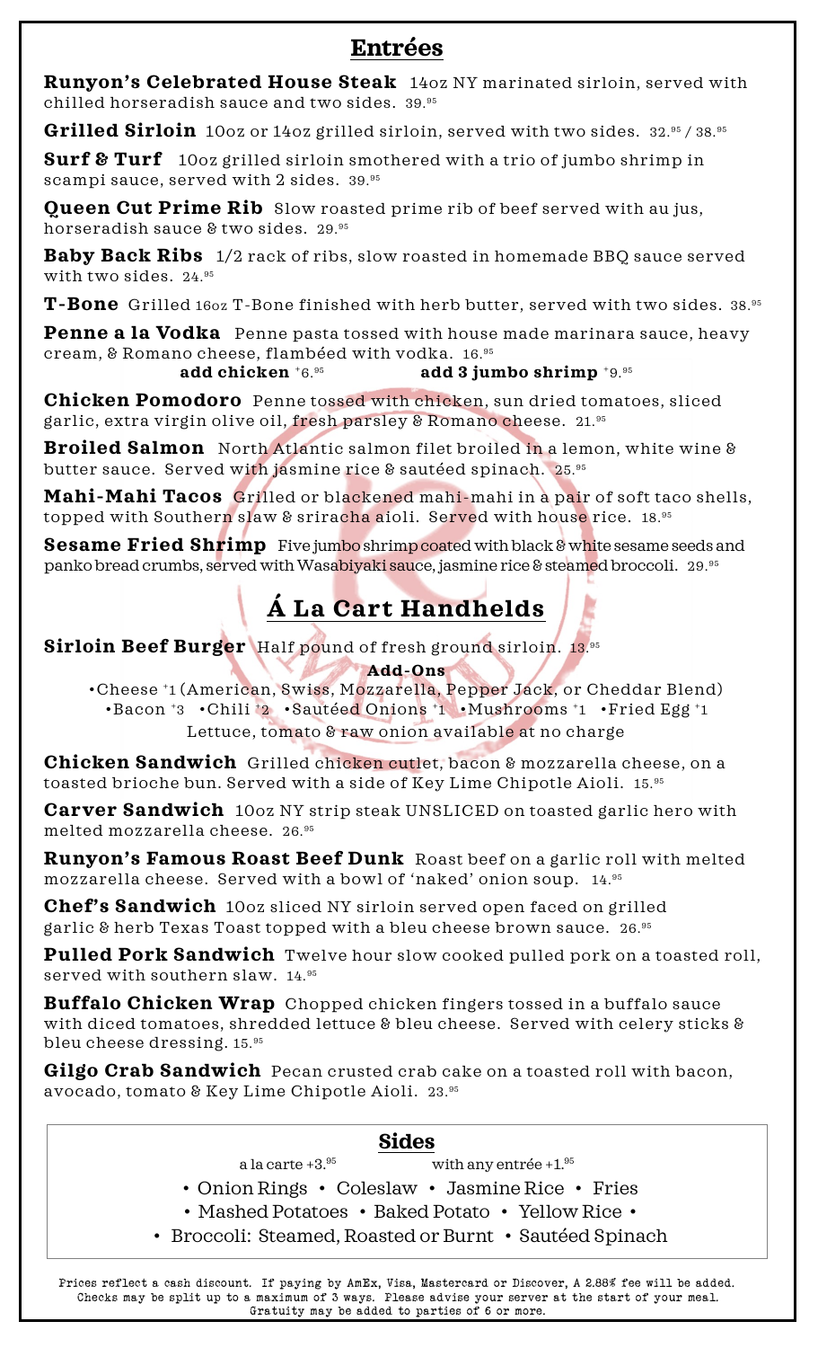## Entrées

**Runyon's Celebrated House Steak** 14oz NY marinated sirloin, served with chilled horseradish sauce and two sides. 39.95

**Grilled Sirloin** 10oz or 14oz grilled sirloin, served with two sides. 32.95 / 38.95

**Surf & Turf** 10oz grilled sirloin smothered with a trio of jumbo shrimp in scampi sauce, served with 2 sides. 39.95

**Queen Cut Prime Rib** Slow roasted prime rib of beef served with au jus, horseradish sauce & two sides. 29.95

**Baby Back Ribs** 1/2 rack of ribs, slow roasted in homemade BBQ sauce served with two sides. 24.95

**T-Bone** Grilled 16oz T-Bone finished with herb butter, served with two sides. 38.95

**Penne a la Vodka** Penne pasta tossed with house made marinara sauce, heavy cream, & Romano cheese, flambéed with vodka. 16.95
**add chicken** +6.95 **add 3 jumbo shrimp** +9.95

**Chicken Pomodoro** Penne tossed with chicken, sun dried tomatoes, sliced garlic, extra virgin olive oil, fresh parsley & Romano cheese. 21.95

**Broiled Salmon** North Atlantic salmon filet broiled in a lemon, white wine & butter sauce. Served with jasmine rice & sautéed spinach. 25.95

**Mahi-Mahi Tacos** Grilled or blackened mahi-mahi in a pair of soft taco shells, topped with Southern slaw & sriracha aioli. Served with house rice. 18.95

**Sesame Fried Shrimp** Five jumbo shrimp coated with black & white sesame seeds and panko bread crumbs, served with Wasabiyaki sauce, jasmine rice & steamed broccoli. 29.95

## Á La Cart Handhelds

**Sirloin Beef Burger** Half pound of fresh ground sirloin. 13.95

**Add-Ons**
•Cheese +1 (American, Swiss, Mozzarella, Pepper Jack, or Cheddar Blend)
•Bacon +3 •Chili +2 •Sautéed Onions +1 •Mushrooms +1 •Fried Egg +1
Lettuce, tomato & raw onion available at no charge

**Chicken Sandwich** Grilled chicken cutlet, bacon & mozzarella cheese, on a toasted brioche bun. Served with a side of Key Lime Chipotle Aioli. 15.95

**Carver Sandwich** 10oz NY strip steak UNSLICED on toasted garlic hero with melted mozzarella cheese. 26.95

**Runyon's Famous Roast Beef Dunk** Roast beef on a garlic roll with melted mozzarella cheese. Served with a bowl of 'naked' onion soup. 14.95

**Chef's Sandwich** 10oz sliced NY sirloin served open faced on grilled garlic & herb Texas Toast topped with a bleu cheese brown sauce. 26.95

**Pulled Pork Sandwich** Twelve hour slow cooked pulled pork on a toasted roll, served with southern slaw. 14.95

**Buffalo Chicken Wrap** Chopped chicken fingers tossed in a buffalo sauce with diced tomatoes, shredded lettuce & bleu cheese. Served with celery sticks & bleu cheese dressing. 15.95

**Gilgo Crab Sandwich** Pecan crusted crab cake on a toasted roll with bacon, avocado, tomato & Key Lime Chipotle Aioli. 23.95

## Sides

a la carte +3.95 with any entrée +1.95

• Onion Rings • Coleslaw • Jasmine Rice • Fries
• Mashed Potatoes • Baked Potato • Yellow Rice •
• Broccoli: Steamed, Roasted or Burnt • Sautéed Spinach

Prices reflect a cash discount. If paying by AmEx, Visa, Mastercard or Discover, A 2.88% fee will be added. Checks may be split up to a maximum of 3 ways. Please advise your server at the start of your meal. Gratuity may be added to parties of 6 or more.